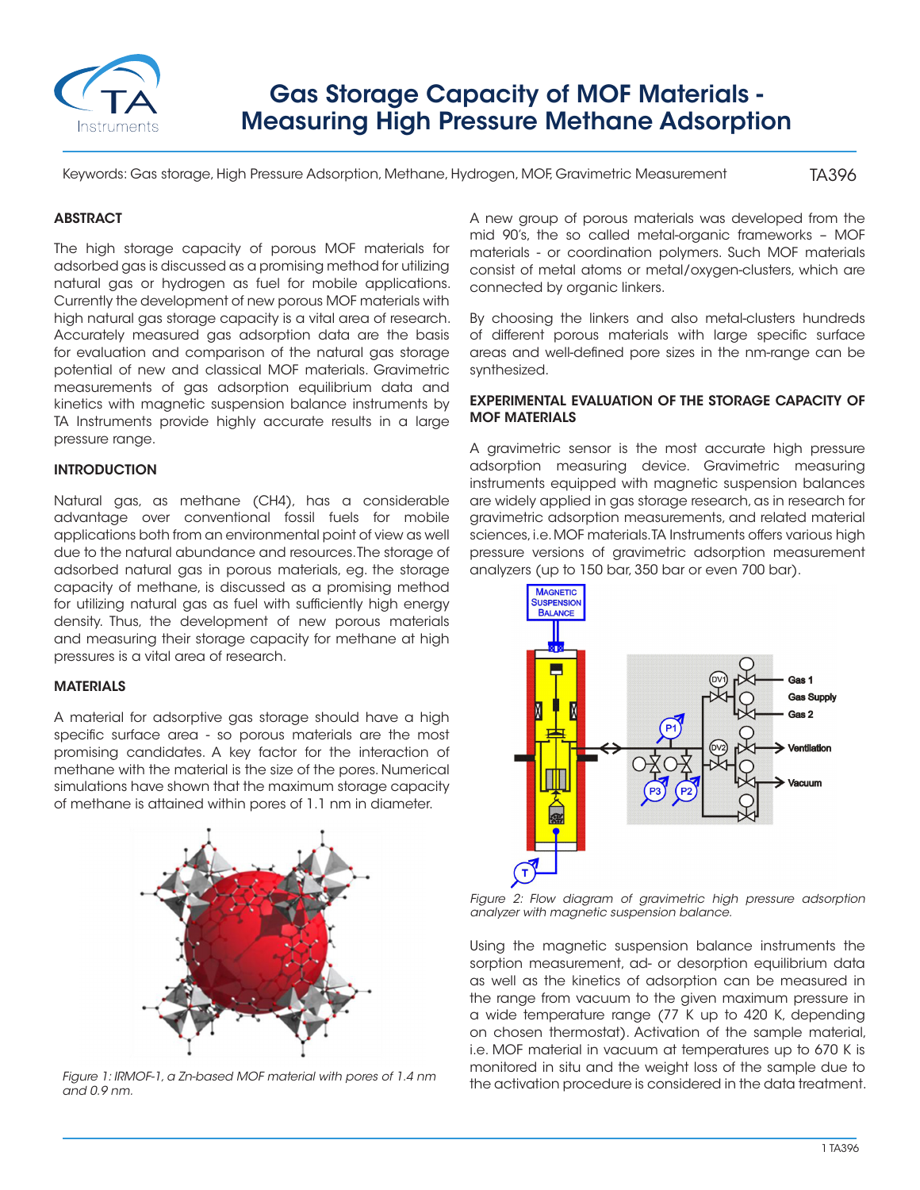# Gas Storage Capacity of MOF Materials - Measuring High Pressure Methane Adsorption

Keywords: Gas storage, High Pressure Adsorption, Methane, Hydrogen, MOF, Gravimetric Measurement

TA396

## ABSTRACT

The high storage capacity of porous MOF materials for adsorbed gas is discussed as a promising method for utilizing natural gas or hydrogen as fuel for mobile applications. Currently the development of new porous MOF materials with high natural gas storage capacity is a vital area of research. Accurately measured gas adsorption data are the basis for evaluation and comparison of the natural gas storage potential of new and classical MOF materials. Gravimetric measurements of gas adsorption equilibrium data and kinetics with magnetic suspension balance instruments by TA Instruments provide highly accurate results in a large pressure range.

## INTRODUCTION

Natural gas, as methane (CH4), has a considerable advantage over conventional fossil fuels for mobile applications both from an environmental point of view as well due to the natural abundance and resources. The storage of adsorbed natural gas in porous materials, eg. the storage capacity of methane, is discussed as a promising method for utilizing natural gas as fuel with sufficiently high energy density. Thus, the development of new porous materials and measuring their storage capacity for methane at high pressures is a vital area of research.

## MATERIALS

A material for adsorptive gas storage should have a high specific surface area - so porous materials are the most promising candidates. A key factor for the interaction of methane with the material is the size of the pores. Numerical simulations have shown that the maximum storage capacity of methane is attained within pores of 1.1 nm in diameter.

*Figure 1: IRMOF-1, a Zn-based MOF material with pores of 1.4 nm and 0.9 nm.*

A new group of porous materials was developed from the mid 90's, the so called metal-organic frameworks – MOF materials - or coordination polymers. Such MOF materials consist of metal atoms or metal/oxygen-clusters, which are connected by organic linkers.

By choosing the linkers and also metal-clusters hundreds of different porous materials with large specific surface areas and well-defined pore sizes in the nm-range can be synthesized.

## EXPERIMENTAL EVALUATION OF THE STORAGE CAPACITY OF MOF MATERIALS

A gravimetric sensor is the most accurate high pressure adsorption measuring device. Gravimetric measuring instruments equipped with magnetic suspension balances are widely applied in gas storage research, as in research for gravimetric adsorption measurements, and related material sciences, i.e. MOF materials. TA Instruments offers various high pressure versions of gravimetric adsorption measurement analyzers (up to 150 bar, 350 bar or even 700 bar).

*Figure 2: Flow diagram of gravimetric high pressure adsorption analyzer with magnetic suspension balance.*

Using the magnetic suspension balance instruments the sorption measurement, ad- or desorption equilibrium data as well as the kinetics of adsorption can be measured in the range from vacuum to the given maximum pressure in a wide temperature range (77 K up to 420 K, depending on chosen thermostat). Activation of the sample material, i.e. MOF material in vacuum at temperatures up to 670 K is monitored in situ and the weight loss of the sample due to the activation procedure is considered in the data treatment.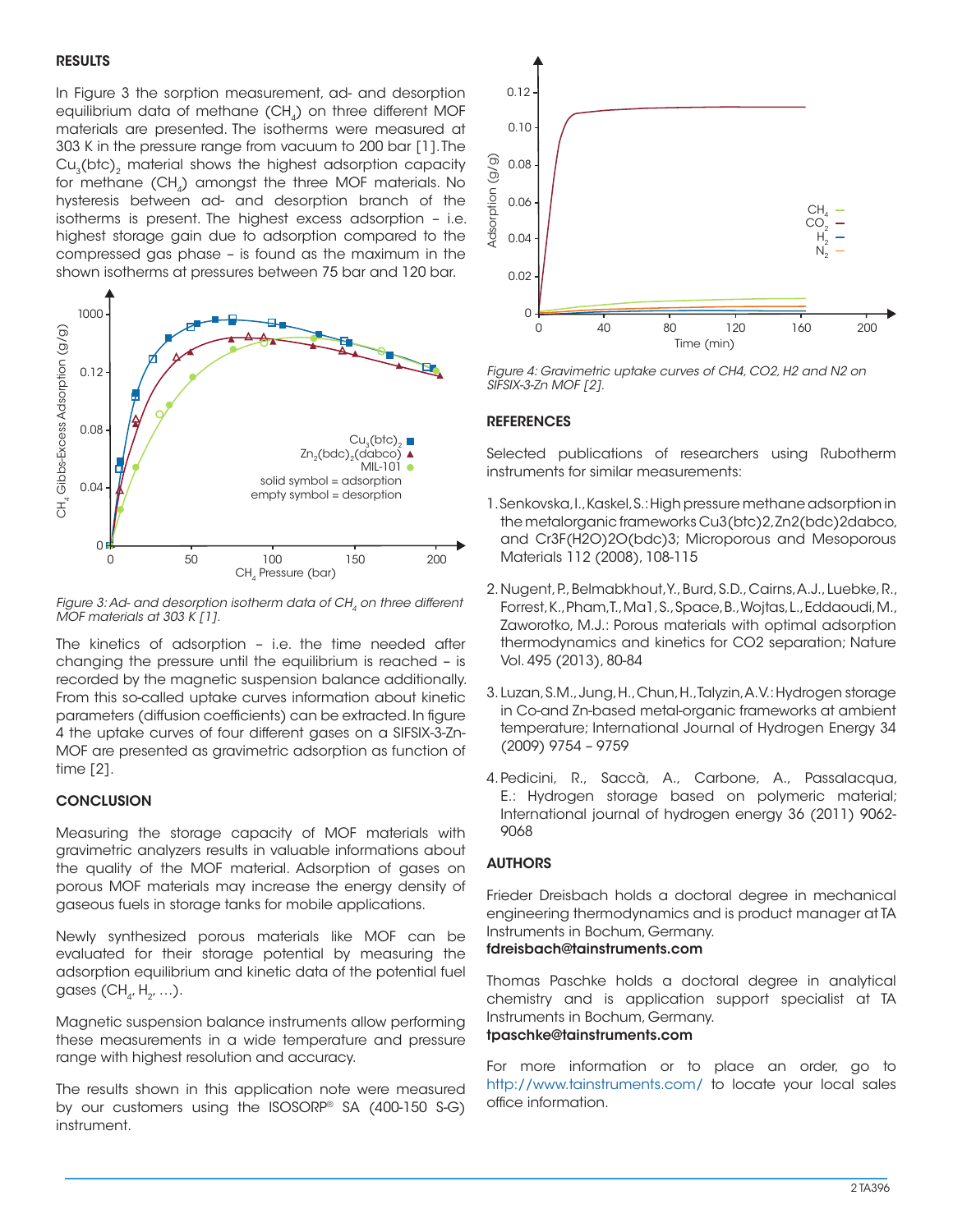## RESULTS

In Figure 3 the sorption measurement, ad- and desorption equilibrium data of methane ($CH_4$) on three different MOF materials are presented. The isotherms were measured at 303 K in the pressure range from vacuum to 200 bar [1]. The $Cu_3(btc)_2$ material shows the highest adsorption capacity for methane ($CH_4$) amongst the three MOF materials. No hysteresis between ad- and desorption branch of the isotherms is present. The highest excess adsorption – i.e. highest storage gain due to adsorption compared to the compressed gas phase – is found as the maximum in the shown isotherms at pressures between 75 bar and 120 bar.

$CH_4$ Gibbs-Excess Adsorption (g/g)

1000

0.12

0.08

0.04

0

0 50 100 150 200

$CH_4$ Pressure (bar)

$Cu_3(btc)_2$ ■

$Zn_2(bdc)_2(dabco)$ ▲

MIL-101 ●

solid symbol = adsorption

empty symbol = desorption

*Figure 3: Ad- and desorption isotherm data of $CH_4$ on three different MOF materials at 303 K [1].*

The kinetics of adsorption – i.e. the time needed after changing the pressure until the equilibrium is reached – is recorded by the magnetic suspension balance additionally. From this so-called uptake curves information about kinetic parameters (diffusion coefficients) can be extracted. In figure 4 the uptake curves of four different gases on a SIFSIX-3-Zn-MOF are presented as gravimetric adsorption as function of time [2].

Adsorption (g/g)

0.12

0.10

0.08

0.06

0.04

0.02

0

0 40 80 120 160 200

Time (min)

$CH_4$

$CO_2$

$H_2$

$N_2$

*Figure 4: Gravimetric uptake curves of CH4, CO2, H2 and N2 on SIFSIX-3-Zn MOF [2].*

## CONCLUSION

Measuring the storage capacity of MOF materials with gravimetric analyzers results in valuable informations about the quality of the MOF material. Adsorption of gases on porous MOF materials may increase the energy density of gaseous fuels in storage tanks for mobile applications.

Newly synthesized porous materials like MOF can be evaluated for their storage potential by measuring the adsorption equilibrium and kinetic data of the potential fuel gases ($CH_4$, $H_2$, …).

Magnetic suspension balance instruments allow performing these measurements in a wide temperature and pressure range with highest resolution and accuracy.

The results shown in this application note were measured by our customers using the ISOSORP® SA (400-150 S-G) instrument.

## REFERENCES

Selected publications of researchers using Rubotherm instruments for similar measurements:

1. Senkovska, I., Kaskel, S.: High pressure methane adsorption in the metalorganic frameworks Cu3(btc)2, Zn2(bdc)2dabco, and Cr3F(H2O)2O(bdc)3; Microporous and Mesoporous Materials 112 (2008), 108-115
2. Nugent, P., Belmabkhout, Y., Burd, S.D., Cairns, A.J., Luebke, R., Forrest, K., Pham, T., Ma1, S., Space, B., Wojtas, L., Eddaoudi, M., Zaworotko, M.J.: Porous materials with optimal adsorption thermodynamics and kinetics for CO2 separation; Nature Vol. 495 (2013), 80-84
3. Luzan, S.M., Jung, H., Chun, H., Talyzin, A.V.: Hydrogen storage in Co-and Zn-based metal-organic frameworks at ambient temperature; International Journal of Hydrogen Energy 34 (2009) 9754 – 9759
4. Pedicini, R., Saccà, A., Carbone, A., Passalacqua, E.: Hydrogen storage based on polymeric material; International journal of hydrogen energy 36 (2011) 9062-9068

## AUTHORS

Frieder Dreisbach holds a doctoral degree in mechanical engineering thermodynamics and is product manager at TA Instruments in Bochum, Germany.
**fdreisbach@tainstruments.com**

Thomas Paschke holds a doctoral degree in analytical chemistry and is application support specialist at TA Instruments in Bochum, Germany.
**tpaschke@tainstruments.com**

For more information or to place an order, go to http://www.tainstruments.com/ to locate your local sales office information.